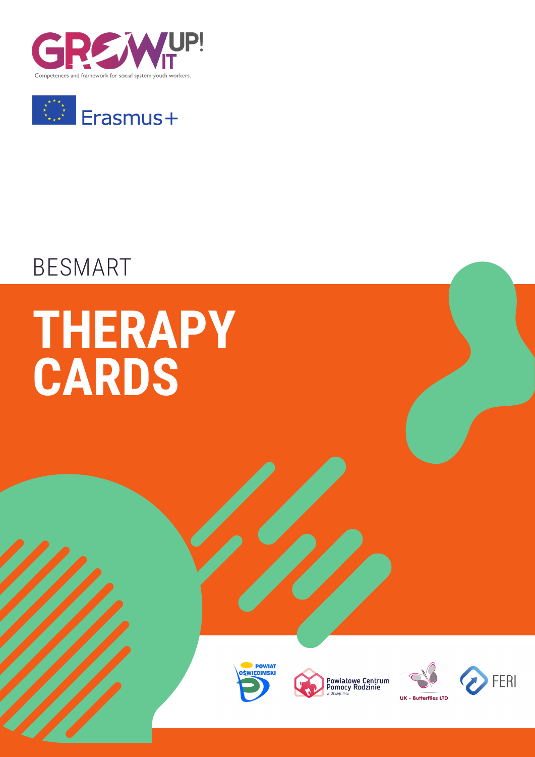GROW IT UP!

Competences and framework for social system youth workers.

Erasmus+

BESMART

# THERAPY CARDS

POWIAT OŚWIĘCIMSKI

Powiatowe Centrum Pomocy Rodzinie w Oświęcimiu

UK - Butterflies LTD

FERI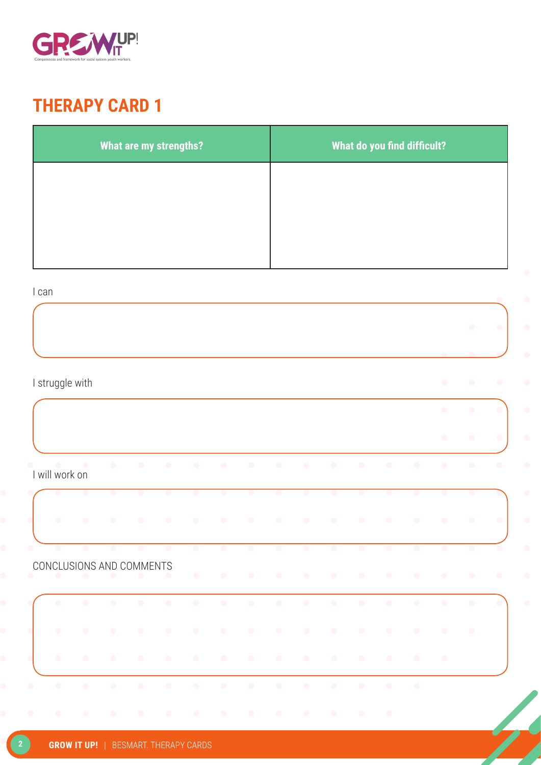# THERAPY CARD 1

| What are my strengths? | What do you find difficult? |
|---|---|
| | |

I can

I struggle with

I will work on

CONCLUSIONS AND COMMENTS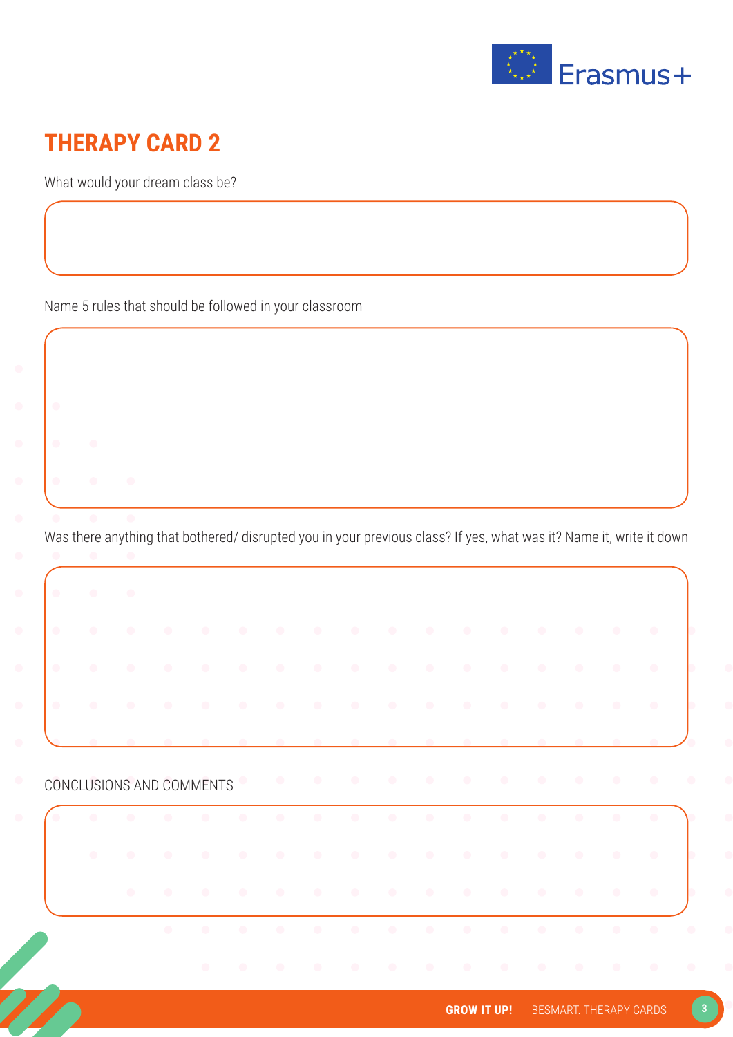# THERAPY CARD 2

What would your dream class be?

Name 5 rules that should be followed in your classroom

Was there anything that bothered/ disrupted you in your previous class? If yes, what was it? Name it, write it down

CONCLUSIONS AND COMMENTS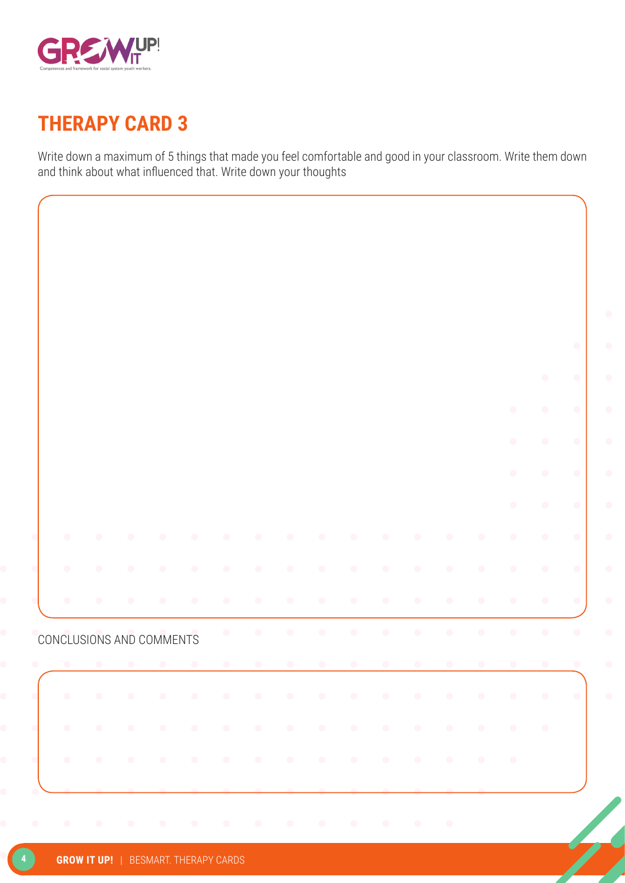# THERAPY CARD 3

Write down a maximum of 5 things that made you feel comfortable and good in your classroom. Write them down and think about what influenced that. Write down your thoughts

CONCLUSIONS AND COMMENTS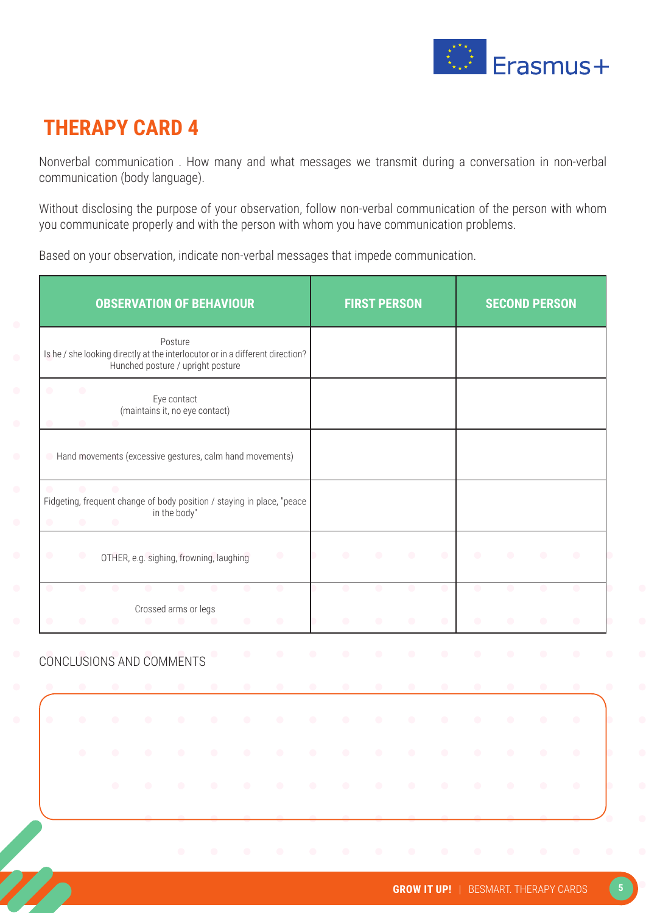# THERAPY CARD 4

Nonverbal communication . How many and what messages we transmit during a conversation in non-verbal communication (body language).

Without disclosing the purpose of your observation, follow non-verbal communication of the person with whom you communicate properly and with the person with whom you have communication problems.

Based on your observation, indicate non-verbal messages that impede communication.

| OBSERVATION OF BEHAVIOUR | FIRST PERSON | SECOND PERSON |
| --- | --- | --- |
| Posture<br>Is he / she looking directly at the interlocutor or in a different direction?<br>Hunched posture / upright posture | | |
| Eye contact<br>(maintains it, no eye contact) | | |
| Hand movements (excessive gestures, calm hand movements) | | |
| Fidgeting, frequent change of body position / staying in place, "peace in the body" | | |
| OTHER, e.g. sighing, frowning, laughing | | |
| Crossed arms or legs | | |

CONCLUSIONS AND COMMENTS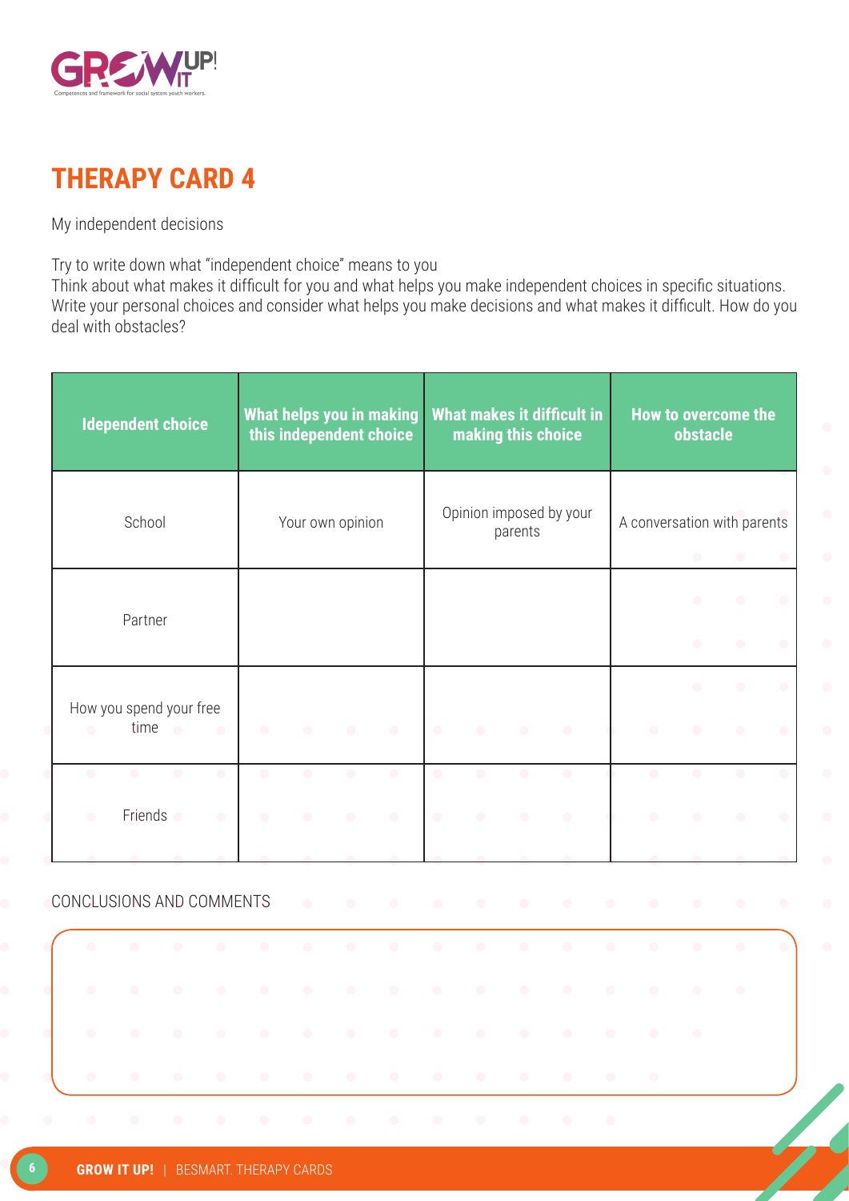# THERAPY CARD 4

My independent decisions

Try to write down what "independent choice" means to you
Think about what makes it difficult for you and what helps you make independent choices in specific situations. Write your personal choices and consider what helps you make decisions and what makes it difficult. How do you deal with obstacles?

| Idependent choice | What helps you in making this independent choice | What makes it difficult in making this choice | How to overcome the obstacle |
| --- | --- | --- | --- |
| School | Your own opinion | Opinion imposed by your parents | A conversation with parents |
| Partner | | | |
| How you spend your free time | | | |
| Friends | | | |

CONCLUSIONS AND COMMENTS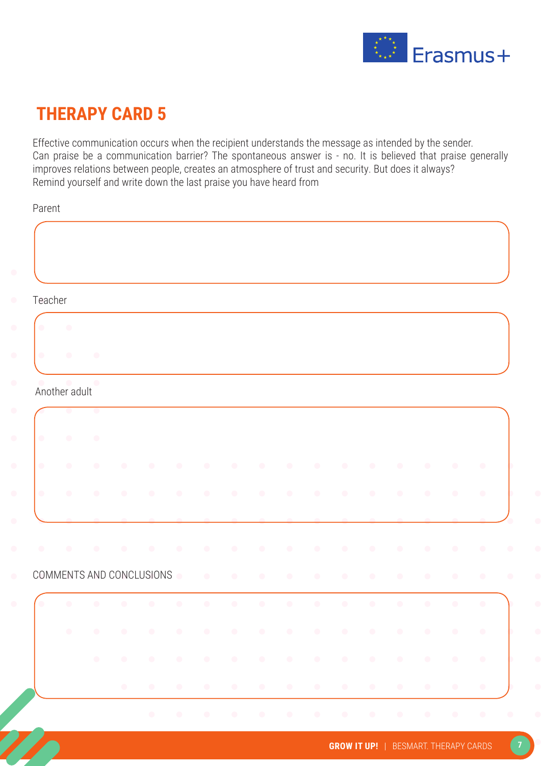# THERAPY CARD 5

Effective communication occurs when the recipient understands the message as intended by the sender.
Can praise be a communication barrier? The spontaneous answer is - no. It is believed that praise generally improves relations between people, creates an atmosphere of trust and security. But does it always?
Remind yourself and write down the last praise you have heard from

Parent

Teacher

Another adult

COMMENTS AND CONCLUSIONS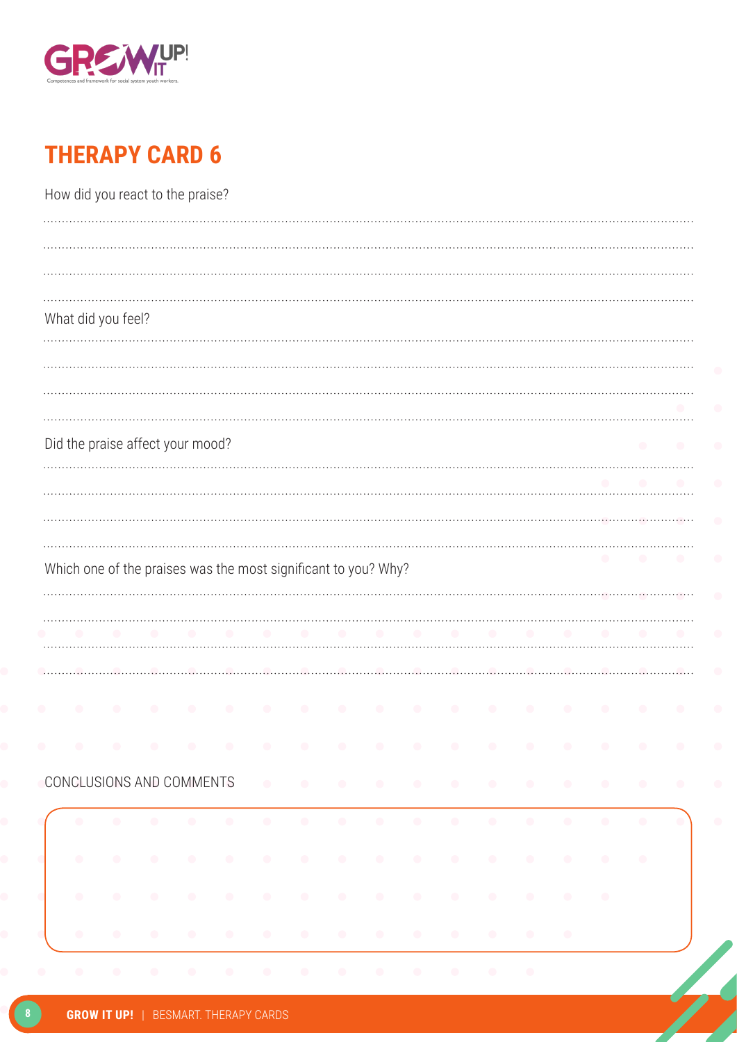## THERAPY CARD 6

How did you react to the praise?

What did you feel?

Did the praise affect your mood?

Which one of the praises was the most significant to you? Why?

CONCLUSIONS AND COMMENTS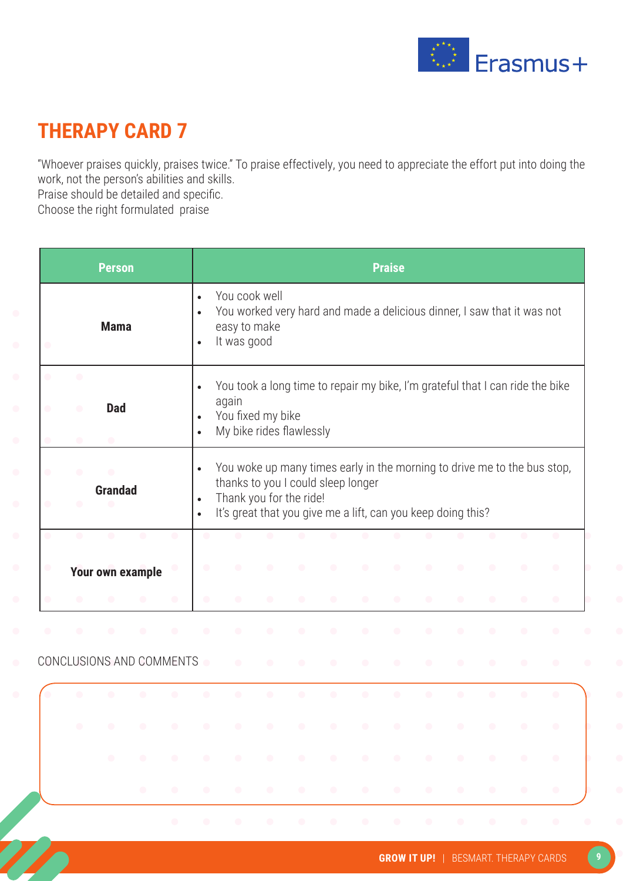# THERAPY CARD 7

"Whoever praises quickly, praises twice." To praise effectively, you need to appreciate the effort put into doing the work, not the person's abilities and skills.
Praise should be detailed and specific.
Choose the right formulated praise

| Person | Praise |
|---|---|
| **Mama** | • You cook well<br>• You worked very hard and made a delicious dinner, I saw that it was not easy to make<br>• It was good |
| **Dad** | • You took a long time to repair my bike, I'm grateful that I can ride the bike again<br>• You fixed my bike<br>• My bike rides flawlessly |
| **Grandad** | • You woke up many times early in the morning to drive me to the bus stop, thanks to you I could sleep longer<br>• Thank you for the ride!<br>• It's great that you give me a lift, can you keep doing this? |
| **Your own example** | |

CONCLUSIONS AND COMMENTS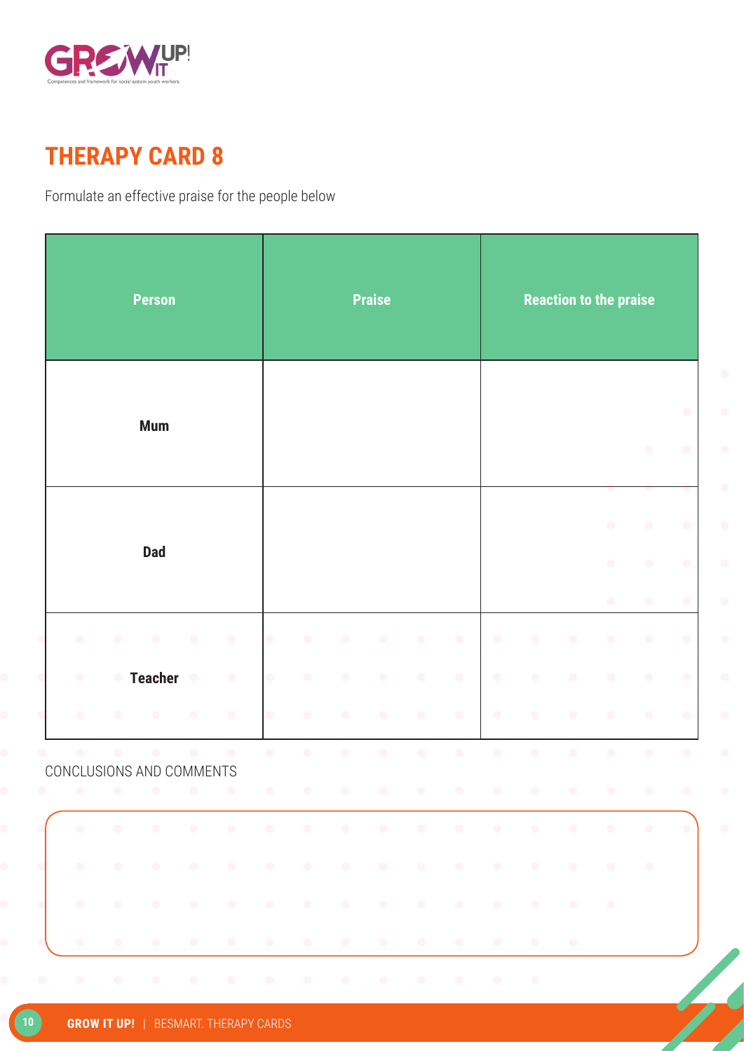# THERAPY CARD 8

Formulate an effective praise for the people below

| Person | Praise | Reaction to the praise |
| --- | --- | --- |
| **Mum** | | |
| **Dad** | | |
| **Teacher** | | |

CONCLUSIONS AND COMMENTS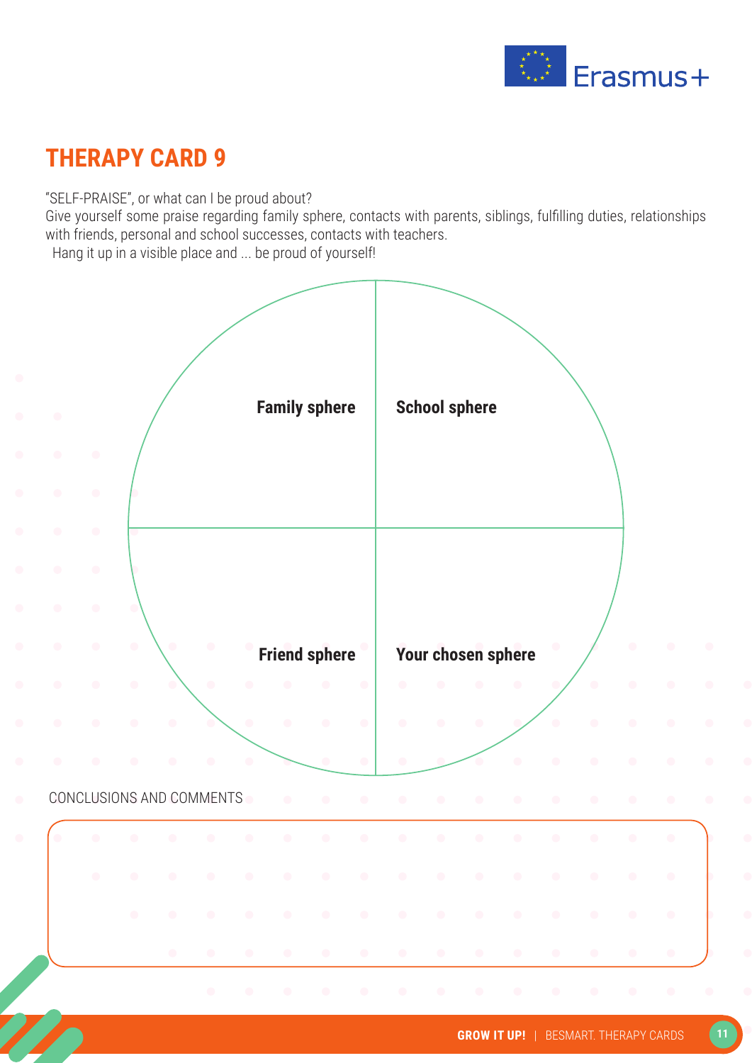# THERAPY CARD 9

"SELF-PRAISE", or what can I be proud about?
Give yourself some praise regarding family sphere, contacts with parents, siblings, fulfilling duties, relationships with friends, personal and school successes, contacts with teachers.
Hang it up in a visible place and ... be proud of yourself!

**Family sphere**

**School sphere**

**Friend sphere**

**Your chosen sphere**

CONCLUSIONS AND COMMENTS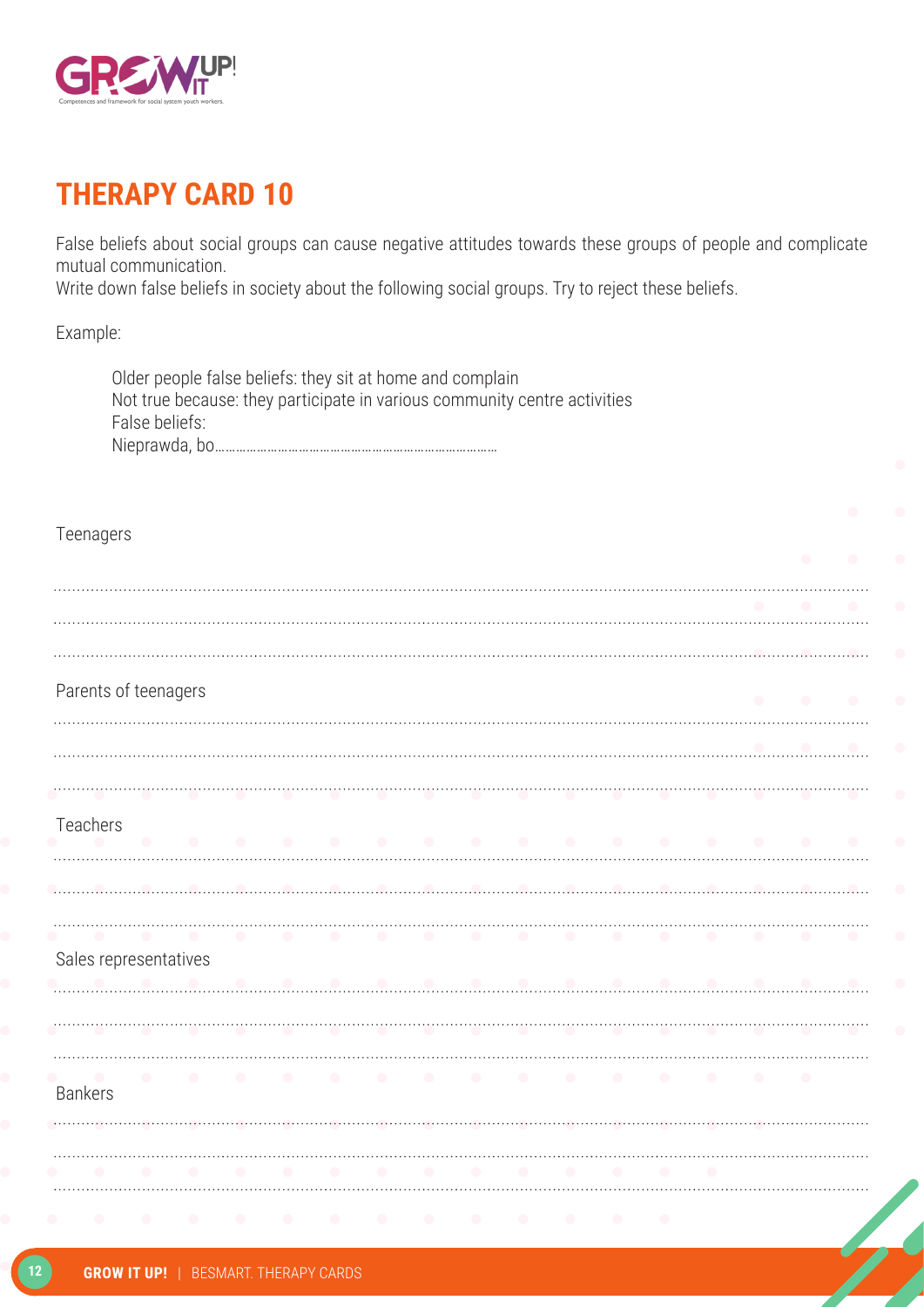# THERAPY CARD 10

False beliefs about social groups can cause negative attitudes towards these groups of people and complicate mutual communication.
Write down false beliefs in society about the following social groups. Try to reject these beliefs.

Example:

> Older people false beliefs: they sit at home and complain
> Not true because: they participate in various community centre activities
> False beliefs:
> Nieprawda, bo.........................................................................

Teenagers

..................................................................................................................................................................

..................................................................................................................................................................

..................................................................................................................................................................

Parents of teenagers

..................................................................................................................................................................

..................................................................................................................................................................

..................................................................................................................................................................

Teachers

..................................................................................................................................................................

..................................................................................................................................................................

..................................................................................................................................................................

Sales representatives

..................................................................................................................................................................

..................................................................................................................................................................

..................................................................................................................................................................

Bankers

..................................................................................................................................................................

..................................................................................................................................................................

..................................................................................................................................................................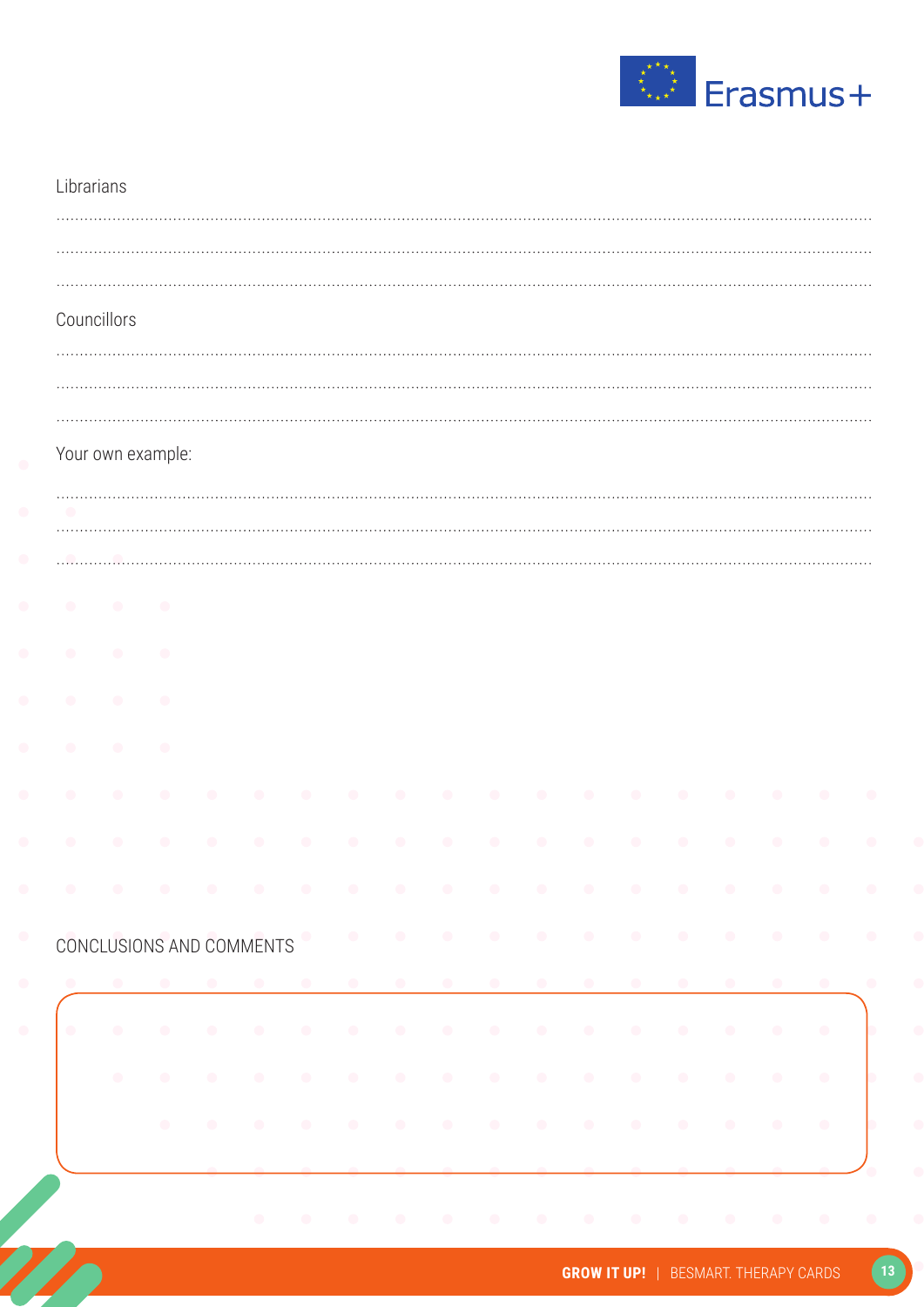Librarians

.................................................................................................................................................................

.................................................................................................................................................................

.................................................................................................................................................................

Councillors

.................................................................................................................................................................

.................................................................................................................................................................

.................................................................................................................................................................

Your own example:

.................................................................................................................................................................

.................................................................................................................................................................

.................................................................................................................................................................

CONCLUSIONS AND COMMENTS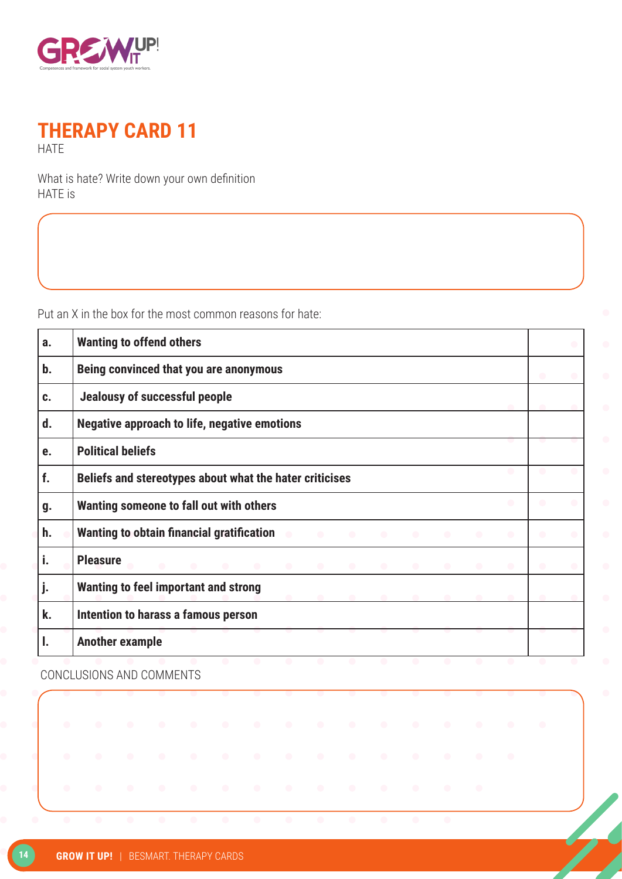# THERAPY CARD 11

HATE

What is hate? Write down your own definition
HATE is

Put an X in the box for the most common reasons for hate:

| | | |
|---|---|---|
| a. | **Wanting to offend others** | |
| b. | **Being convinced that you are anonymous** | |
| c. | **Jealousy of successful people** | |
| d. | **Negative approach to life, negative emotions** | |
| e. | **Political beliefs** | |
| f. | **Beliefs and stereotypes about what the hater criticises** | |
| g. | **Wanting someone to fall out with others** | |
| h. | **Wanting to obtain financial gratification** | |
| i. | **Pleasure** | |
| j. | **Wanting to feel important and strong** | |
| k. | **Intention to harass a famous person** | |
| l. | **Another example** | |

CONCLUSIONS AND COMMENTS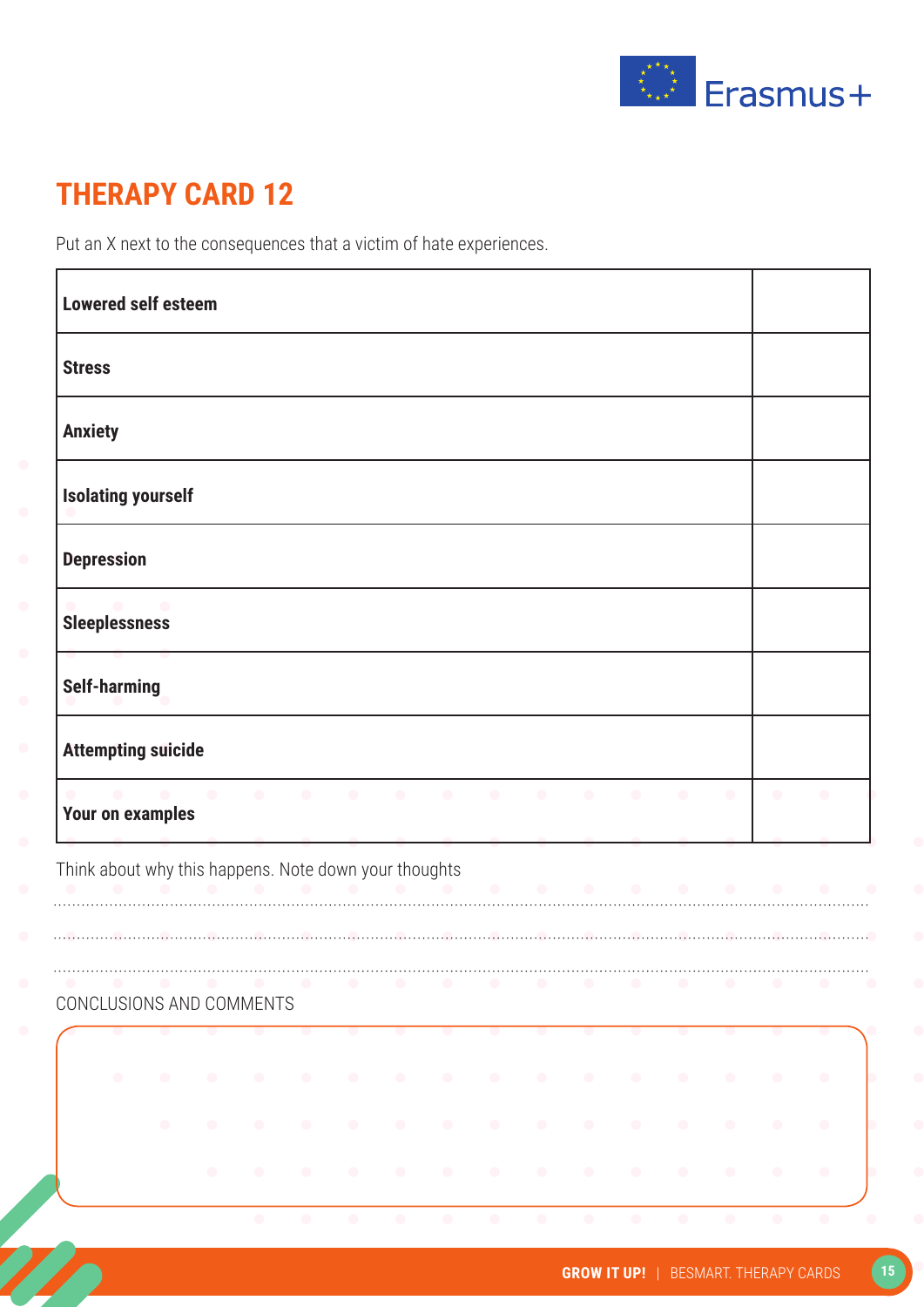# THERAPY CARD 12

Put an X next to the consequences that a victim of hate experiences.

| | |
|---|---|
| **Lowered self esteem** | |
| **Stress** | |
| **Anxiety** | |
| **Isolating yourself** | |
| **Depression** | |
| **Sleeplessness** | |
| **Self-harming** | |
| **Attempting suicide** | |
| **Your on examples** | |

Think about why this happens. Note down your thoughts

............................................................................................................................................

............................................................................................................................................

............................................................................................................................................

CONCLUSIONS AND COMMENTS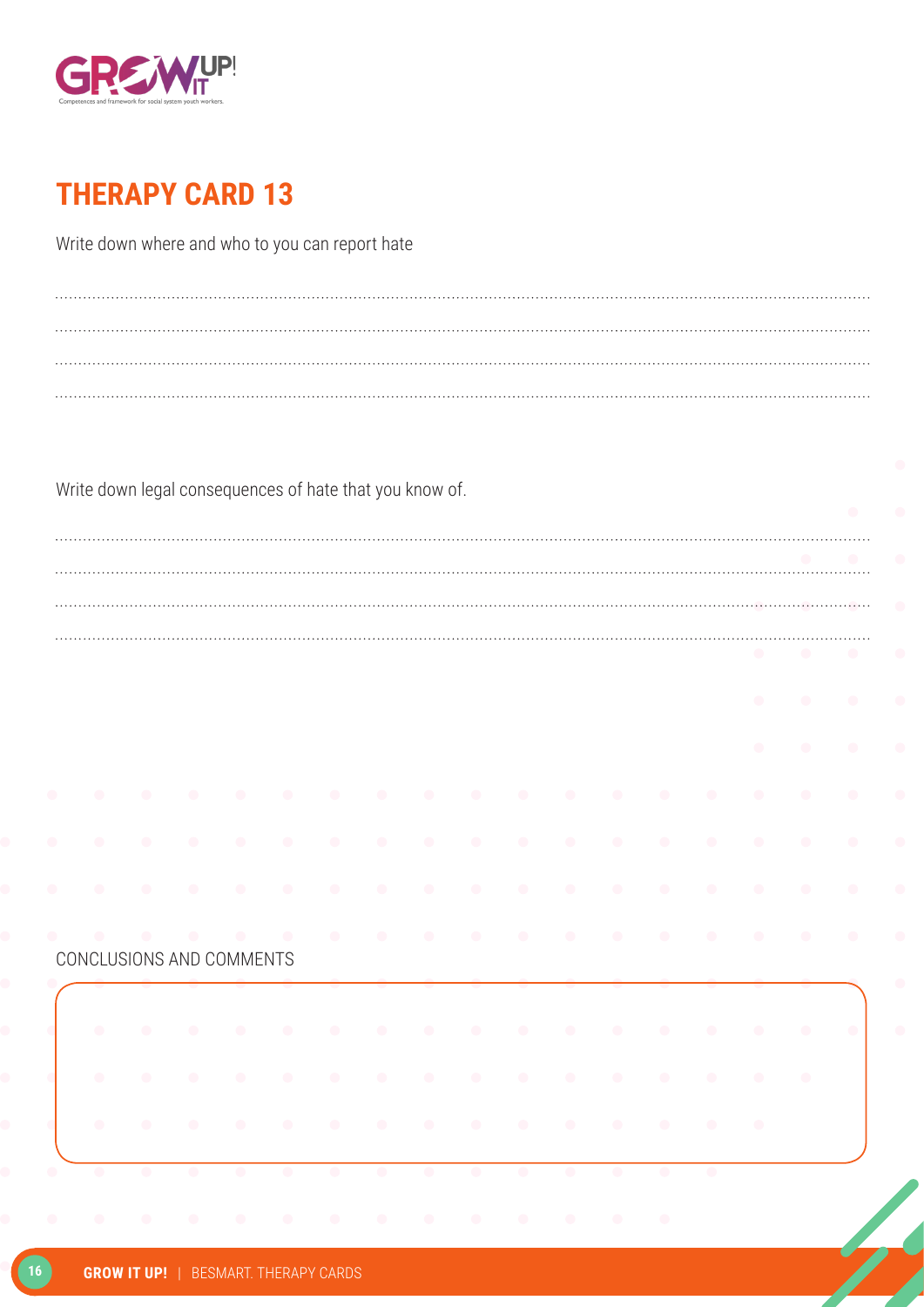## THERAPY CARD 13

Write down where and who to you can report hate

.......................................................................................................................................................................................................

.......................................................................................................................................................................................................

.......................................................................................................................................................................................................

.......................................................................................................................................................................................................

Write down legal consequences of hate that you know of.

.......................................................................................................................................................................................................

.......................................................................................................................................................................................................

.......................................................................................................................................................................................................

.......................................................................................................................................................................................................

CONCLUSIONS AND COMMENTS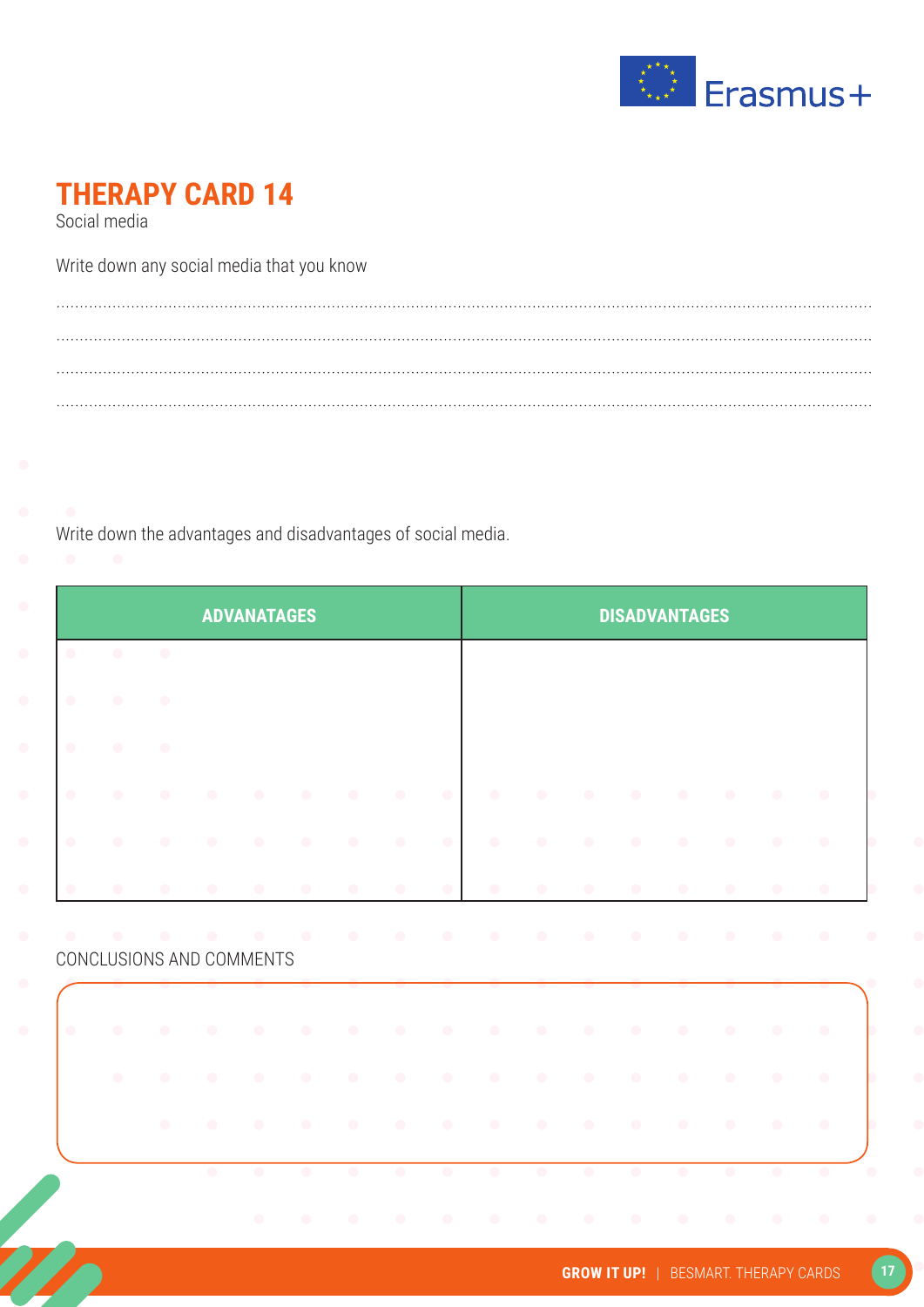# THERAPY CARD 14

Social media

Write down any social media that you know

............................................................................................................................................................................................................

............................................................................................................................................................................................................

............................................................................................................................................................................................................

............................................................................................................................................................................................................

Write down the advantages and disadvantages of social media.

| ADVANATAGES | DISADVANTAGES |
| --- | --- |
| | |

CONCLUSIONS AND COMMENTS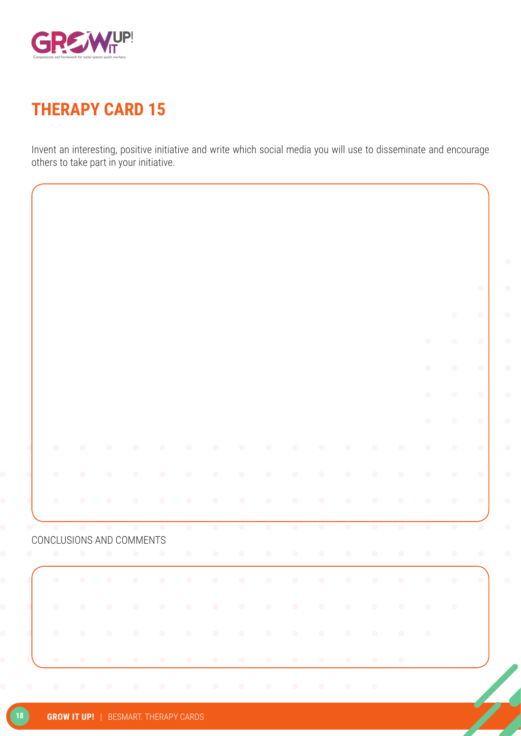# THERAPY CARD 15

Invent an interesting, positive initiative and write which social media you will use to disseminate and encourage others to take part in your initiative.

CONCLUSIONS AND COMMENTS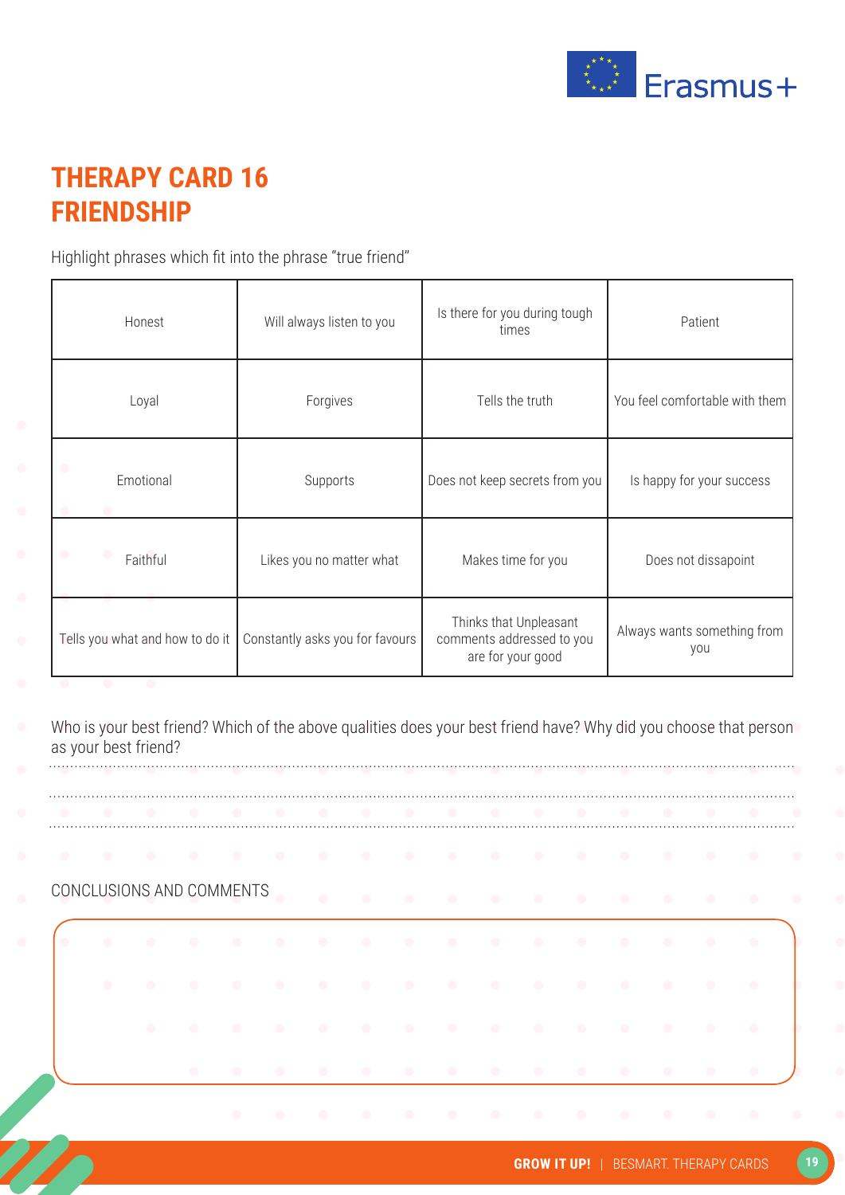# THERAPY CARD 16
# FRIENDSHIP

Highlight phrases which fit into the phrase "true friend"

| Honest | Will always listen to you | Is there for you during tough times | Patient |
|---|---|---|---|
| Loyal | Forgives | Tells the truth | You feel comfortable with them |
| Emotional | Supports | Does not keep secrets from you | Is happy for your success |
| Faithful | Likes you no matter what | Makes time for you | Does not dissapoint |
| Tells you what and how to do it | Constantly asks you for favours | Thinks that Unpleasant comments addressed to you are for your good | Always wants something from you |

Who is your best friend? Which of the above qualities does your best friend have? Why did you choose that person as your best friend?

.......................................................................................................................................................................................

.......................................................................................................................................................................................

.......................................................................................................................................................................................

CONCLUSIONS AND COMMENTS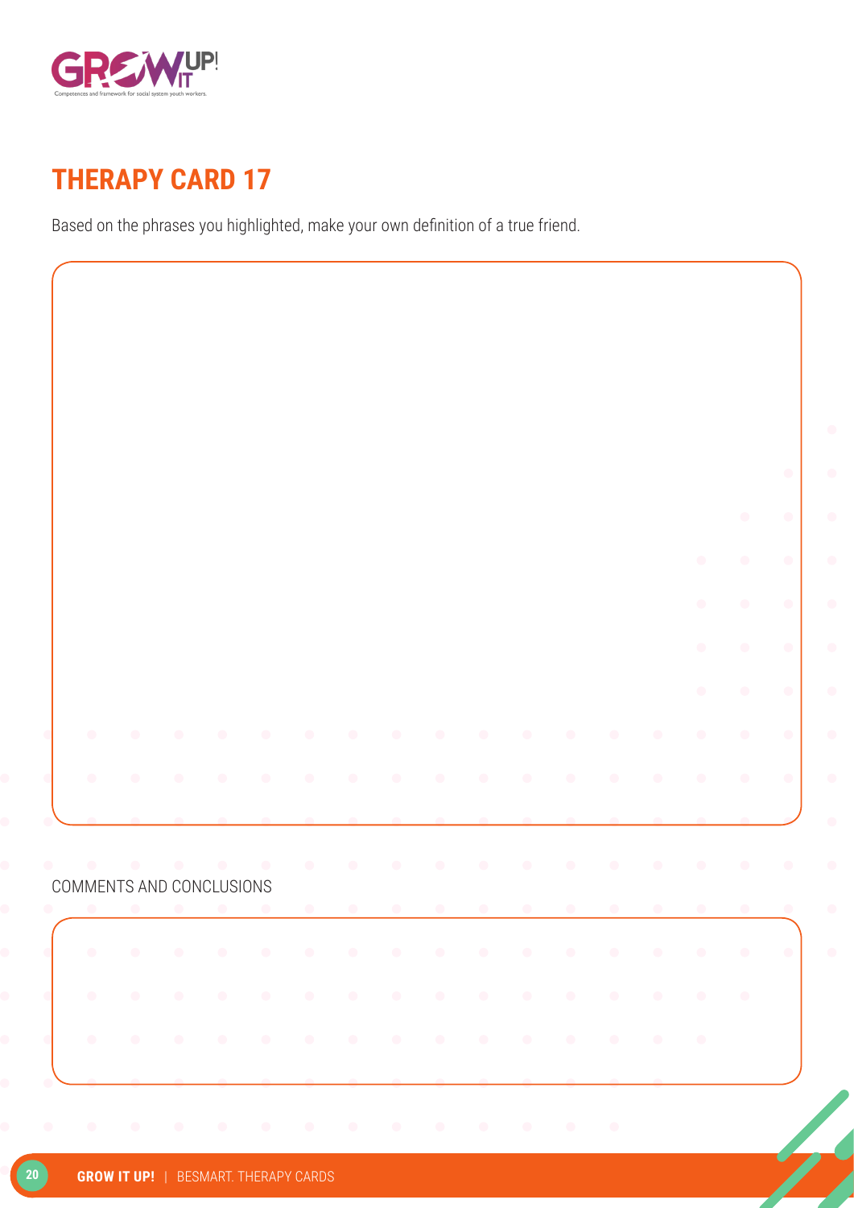## THERAPY CARD 17

Based on the phrases you highlighted, make your own definition of a true friend.

COMMENTS AND CONCLUSIONS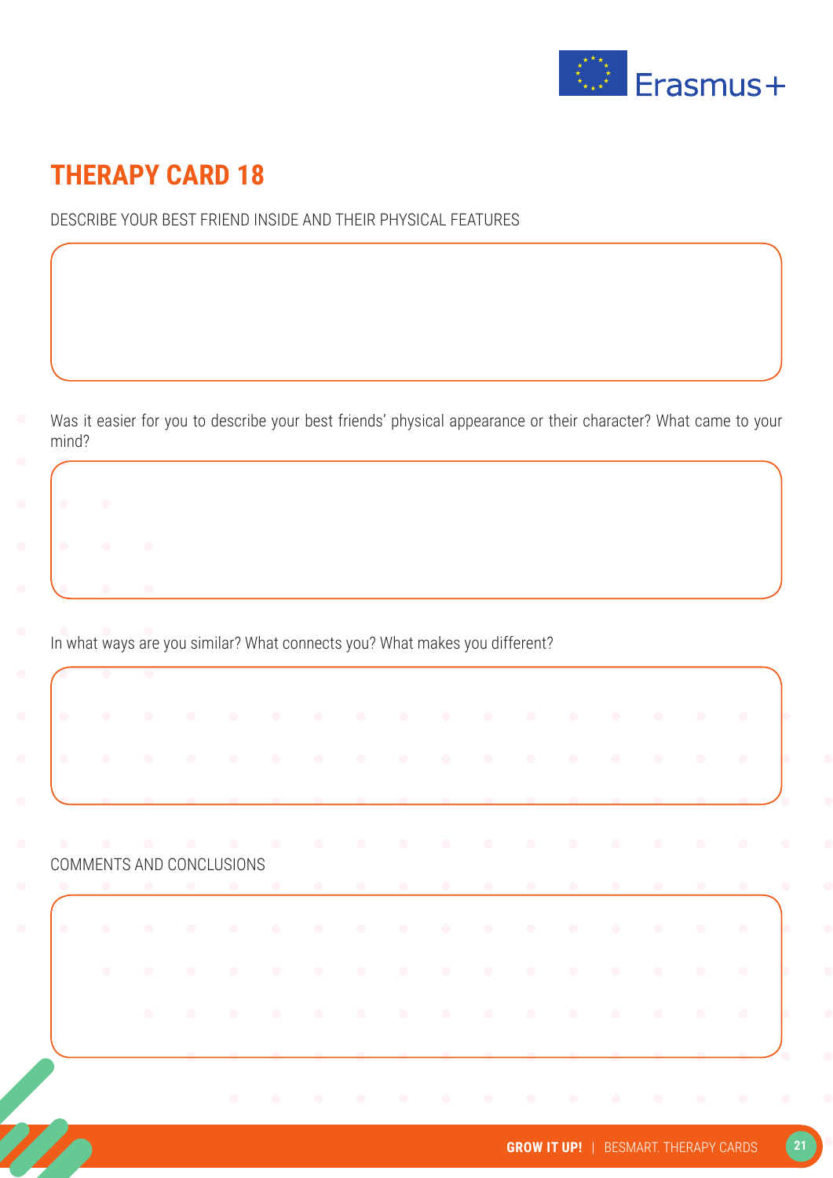# THERAPY CARD 18

DESCRIBE YOUR BEST FRIEND INSIDE AND THEIR PHYSICAL FEATURES

Was it easier for you to describe your best friends' physical appearance or their character? What came to your mind?

In what ways are you similar? What connects you? What makes you different?

COMMENTS AND CONCLUSIONS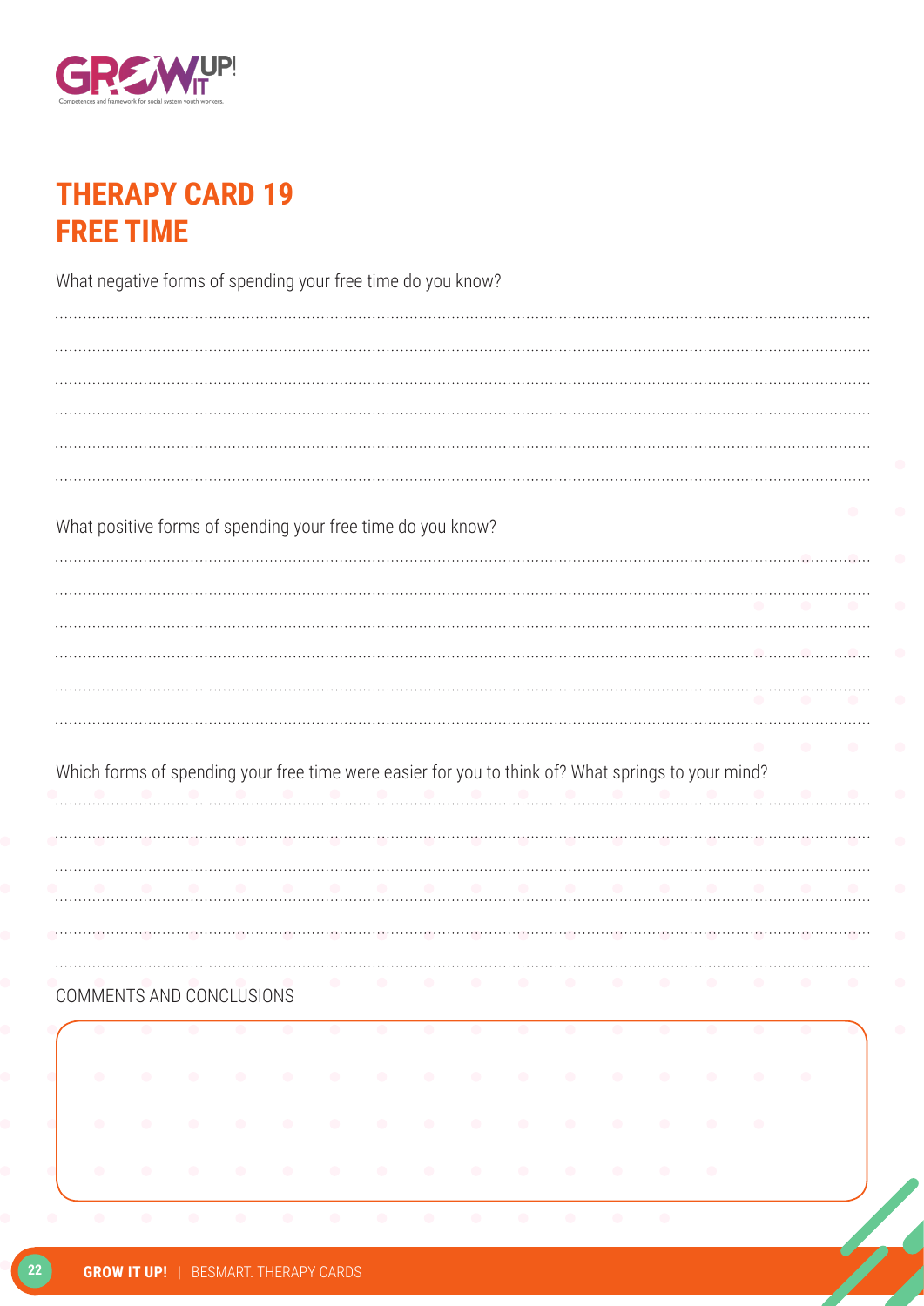# THERAPY CARD 19
# FREE TIME

What negative forms of spending your free time do you know?

..........................................................................................................................................................................

..........................................................................................................................................................................

..........................................................................................................................................................................

..........................................................................................................................................................................

..........................................................................................................................................................................

..........................................................................................................................................................................

What positive forms of spending your free time do you know?

..........................................................................................................................................................................

..........................................................................................................................................................................

..........................................................................................................................................................................

..........................................................................................................................................................................

..........................................................................................................................................................................

..........................................................................................................................................................................

Which forms of spending your free time were easier for you to think of? What springs to your mind?

..........................................................................................................................................................................

..........................................................................................................................................................................

..........................................................................................................................................................................

..........................................................................................................................................................................

..........................................................................................................................................................................

..........................................................................................................................................................................

COMMENTS AND CONCLUSIONS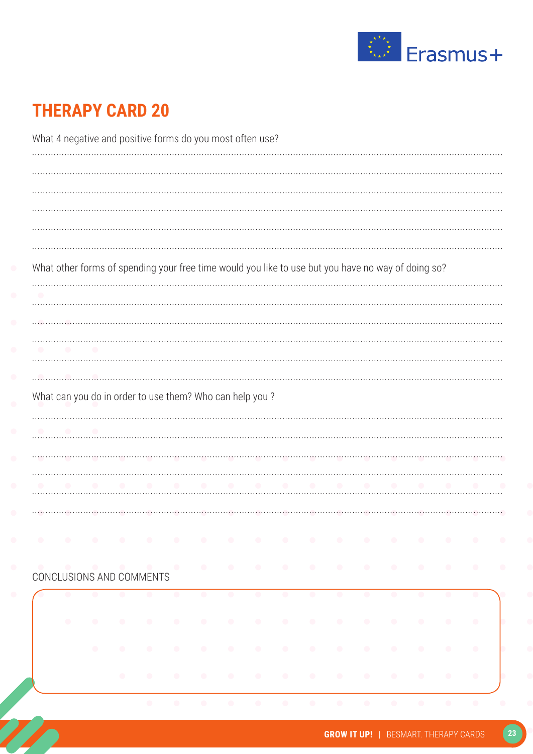# THERAPY CARD 20

What 4 negative and positive forms do you most often use?

..............................................................................................................................................................................................

..............................................................................................................................................................................................

..............................................................................................................................................................................................

..............................................................................................................................................................................................

..............................................................................................................................................................................................

..............................................................................................................................................................................................

What other forms of spending your free time would you like to use but you have no way of doing so?

..............................................................................................................................................................................................

..............................................................................................................................................................................................

..............................................................................................................................................................................................

..............................................................................................................................................................................................

..............................................................................................................................................................................................

..............................................................................................................................................................................................

What can you do in order to use them? Who can help you ?

..............................................................................................................................................................................................

..............................................................................................................................................................................................

..............................................................................................................................................................................................

..............................................................................................................................................................................................

..............................................................................................................................................................................................

..............................................................................................................................................................................................

CONCLUSIONS AND COMMENTS